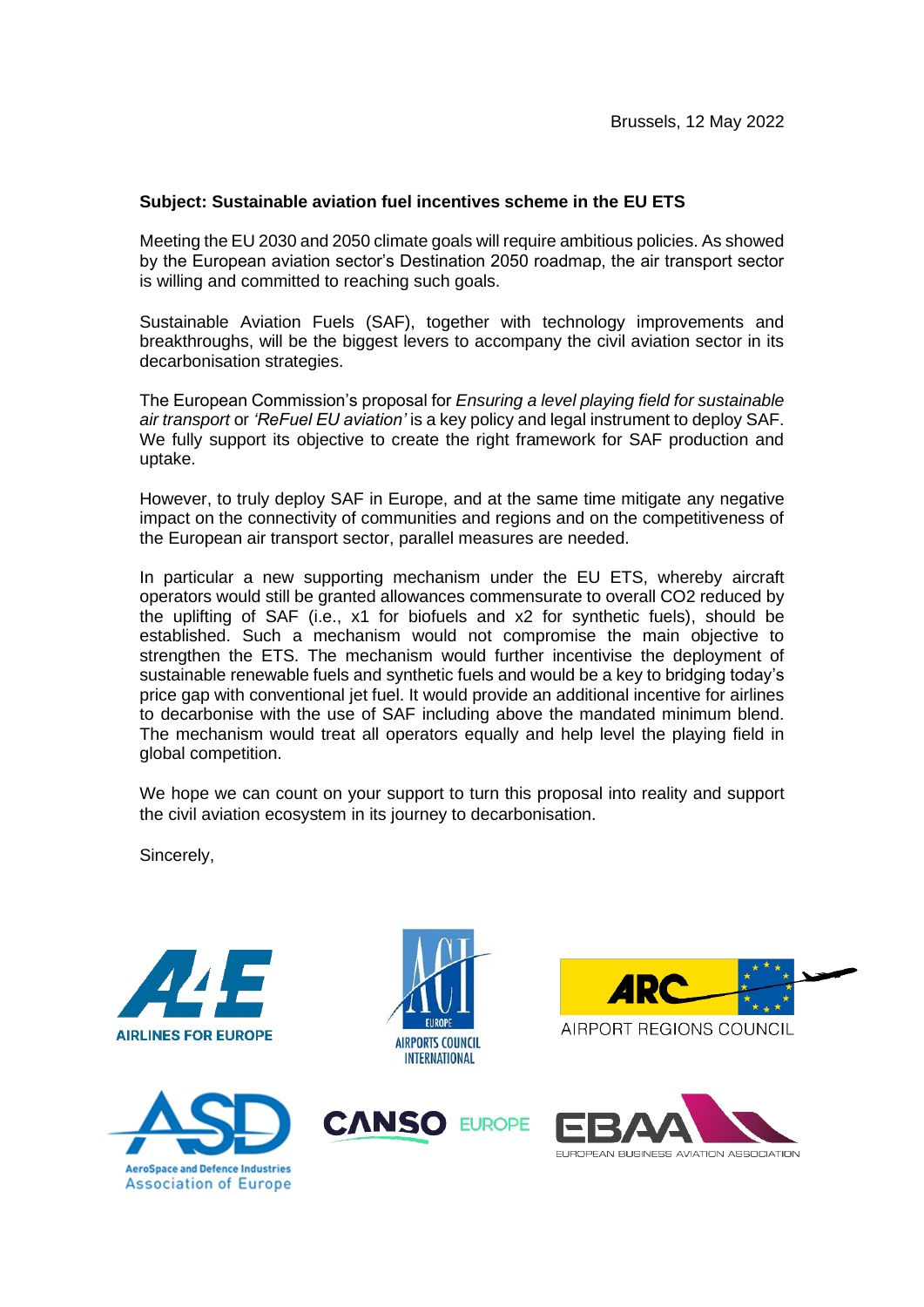Brussels, 12 May 2022

**Subject: Sustainable aviation fuel incentives scheme in the EU ETS**

Meeting the EU 2030 and 2050 climate goals will require ambitious policies. As showed by the European aviation sector's Destination 2050 roadmap, the air transport sector is willing and committed to reaching such goals.

Sustainable Aviation Fuels (SAF), together with technology improvements and breakthroughs, will be the biggest levers to accompany the civil aviation sector in its decarbonisation strategies.

The European Commission's proposal for *Ensuring a level playing field for sustainable air transport* or *'ReFuel EU aviation'* is a key policy and legal instrument to deploy SAF. We fully support its objective to create the right framework for SAF production and uptake.

However, to truly deploy SAF in Europe, and at the same time mitigate any negative impact on the connectivity of communities and regions and on the competitiveness of the European air transport sector, parallel measures are needed.

In particular a new supporting mechanism under the EU ETS, whereby aircraft operators would still be granted allowances commensurate to overall $CO_2$ reduced by the uplifting of SAF (i.e., x1 for biofuels and x2 for synthetic fuels), should be established. Such a mechanism would not compromise the main objective to strengthen the ETS. The mechanism would further incentivise the deployment of sustainable renewable fuels and synthetic fuels and would be a key to bridging today's price gap with conventional jet fuel. It would provide an additional incentive for airlines to decarbonise with the use of SAF including above the mandated minimum blend. The mechanism would treat all operators equally and help level the playing field in global competition.

We hope we can count on your support to turn this proposal into reality and support the civil aviation ecosystem in its journey to decarbonisation.

Sincerely,

A4E AIRLINES FOR EUROPE

ACI EUROPE AIRPORTS COUNCIL INTERNATIONAL

ARC AIRPORT REGIONS COUNCIL

ASD AeroSpace and Defence Industries Association of Europe

CANSO EUROPE

EBAA EUROPEAN BUSINESS AVIATION ASSOCIATION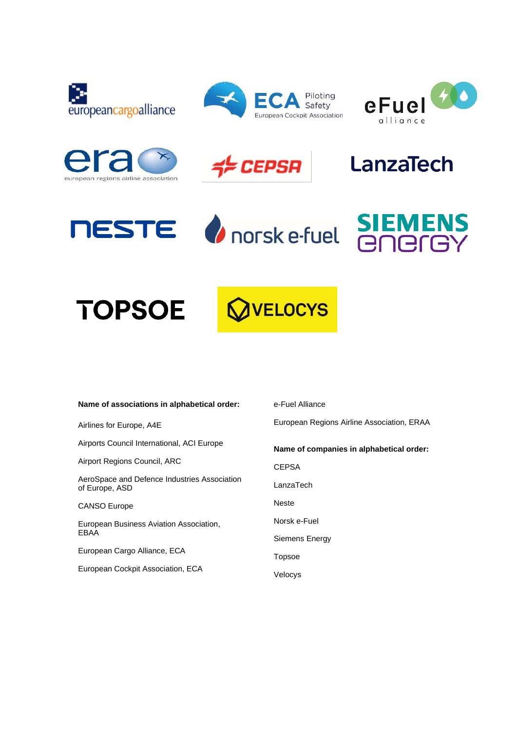**Name of associations in alphabetical order:**

Airlines for Europe, A4E

Airports Council International, ACI Europe

Airport Regions Council, ARC

AeroSpace and Defence Industries Association of Europe, ASD

CANSO Europe

European Business Aviation Association, EBAA

European Cargo Alliance, ECA

European Cockpit Association, ECA

e-Fuel Alliance

European Regions Airline Association, ERAA

**Name of companies in alphabetical order:**

CEPSA

LanzaTech

Neste

Norsk e-Fuel

Siemens Energy

Topsoe

Velocys